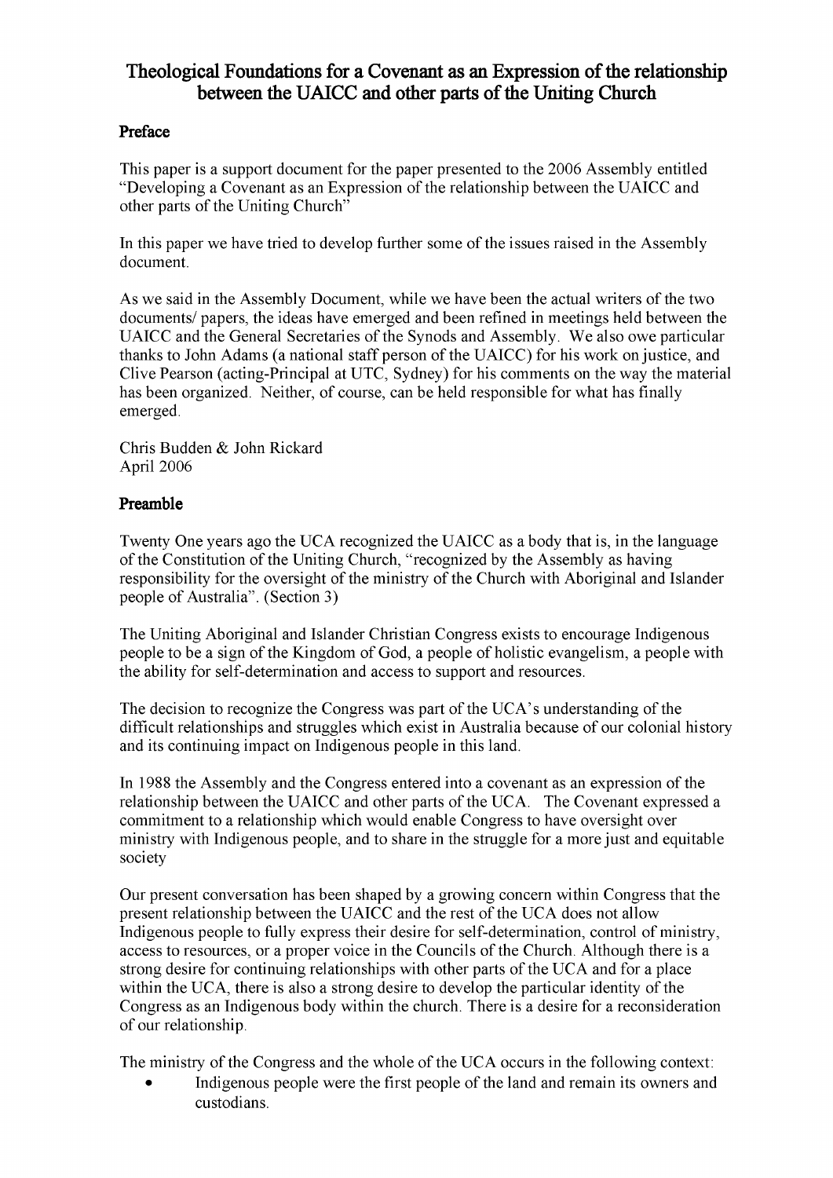# Theological Foundations for a Covenant as an Expression of the relationship between the UAICC and other parts of the Uniting Church

## Preface

This paper is a support document for the paper presented to the 2006 Assembly entitled "Developing a Covenant as an Expression of the relationship between the UAICC and other parts of the Uniting Church"

In this paper we have tried to develop further some of the issues raised in the Assembly document.

As we said in the Assembly Document, while we have been the actual writers of the two documents/ papers, the ideas have emerged and been refined in meetings held between the UAICC and the General Secretaries of the Synods and Assembly. We also owe particular thanks to John Adams (a national staff person of the UAICC) for his work on justice, and Clive Pearson (acting-Principal at UTC, Sydney) for his comments on the way the material has been organized. Neither, of course, can be held responsible for what has finally emerged.

Chris Budden & John Rickard
April 2006

## Preamble

Twenty One years ago the UCA recognized the UAICC as a body that is, in the language of the Constitution of the Uniting Church, "recognized by the Assembly as having responsibility for the oversight of the ministry of the Church with Aboriginal and Islander people of Australia". (Section 3)

The Uniting Aboriginal and Islander Christian Congress exists to encourage Indigenous people to be a sign of the Kingdom of God, a people of holistic evangelism, a people with the ability for self-determination and access to support and resources.

The decision to recognize the Congress was part of the UCA's understanding of the difficult relationships and struggles which exist in Australia because of our colonial history and its continuing impact on Indigenous people in this land.

In 1988 the Assembly and the Congress entered into a covenant as an expression of the relationship between the UAICC and other parts of the UCA. The Covenant expressed a commitment to a relationship which would enable Congress to have oversight over ministry with Indigenous people, and to share in the struggle for a more just and equitable society

Our present conversation has been shaped by a growing concern within Congress that the present relationship between the UAICC and the rest of the UCA does not allow Indigenous people to fully express their desire for self-determination, control of ministry, access to resources, or a proper voice in the Councils of the Church. Although there is a strong desire for continuing relationships with other parts of the UCA and for a place within the UCA, there is also a strong desire to develop the particular identity of the Congress as an Indigenous body within the church. There is a desire for a reconsideration of our relationship.

The ministry of the Congress and the whole of the UCA occurs in the following context:

- Indigenous people were the first people of the land and remain its owners and custodians.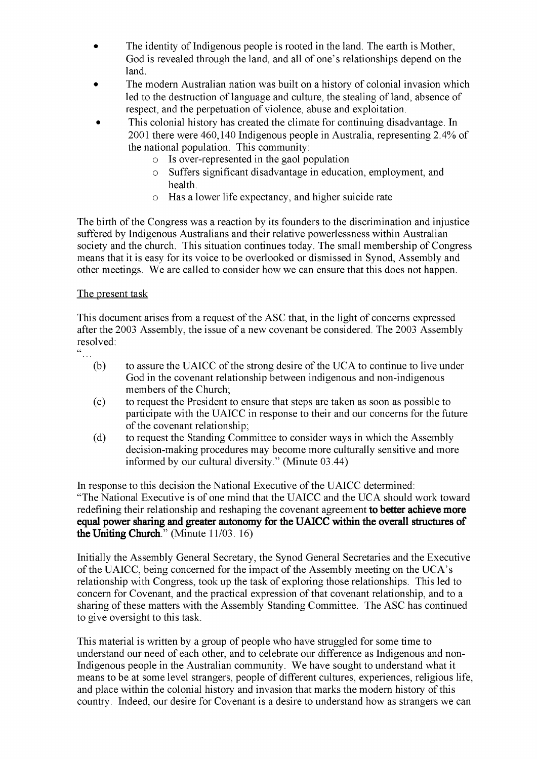- The identity of Indigenous people is rooted in the land. The earth is Mother, God is revealed through the land, and all of one's relationships depend on the land.
- The modern Australian nation was built on a history of colonial invasion which led to the destruction of language and culture, the stealing of land, absence of respect, and the perpetuation of violence, abuse and exploitation.
- This colonial history has created the climate for continuing disadvantage. In 2001 there were 460,140 Indigenous people in Australia, representing 2.4% of the national population. This community:
  - Is over-represented in the gaol population
  - Suffers significant disadvantage in education, employment, and health.
  - Has a lower life expectancy, and higher suicide rate

The birth of the Congress was a reaction by its founders to the discrimination and injustice suffered by Indigenous Australians and their relative powerlessness within Australian society and the church. This situation continues today. The small membership of Congress means that it is easy for its voice to be overlooked or dismissed in Synod, Assembly and other meetings. We are called to consider how we can ensure that this does not happen.

<u>The present task</u>

This document arises from a request of the ASC that, in the light of concerns expressed after the 2003 Assembly, the issue of a new covenant be considered. The 2003 Assembly resolved:

"…

(b) to assure the UAICC of the strong desire of the UCA to continue to live under God in the covenant relationship between indigenous and non-indigenous members of the Church;

(c) to request the President to ensure that steps are taken as soon as possible to participate with the UAICC in response to their and our concerns for the future of the covenant relationship;

(d) to request the Standing Committee to consider ways in which the Assembly decision-making procedures may become more culturally sensitive and more informed by our cultural diversity." (Minute 03.44)

In response to this decision the National Executive of the UAICC determined:
"The National Executive is of one mind that the UAICC and the UCA should work toward redefining their relationship and reshaping the covenant agreement **to better achieve more equal power sharing and greater autonomy for the UAICC within the overall structures of the Uniting Church**." (Minute 11/03. 16)

Initially the Assembly General Secretary, the Synod General Secretaries and the Executive of the UAICC, being concerned for the impact of the Assembly meeting on the UCA's relationship with Congress, took up the task of exploring those relationships. This led to concern for Covenant, and the practical expression of that covenant relationship, and to a sharing of these matters with the Assembly Standing Committee. The ASC has continued to give oversight to this task.

This material is written by a group of people who have struggled for some time to understand our need of each other, and to celebrate our difference as Indigenous and non-Indigenous people in the Australian community. We have sought to understand what it means to be at some level strangers, people of different cultures, experiences, religious life, and place within the colonial history and invasion that marks the modern history of this country. Indeed, our desire for Covenant is a desire to understand how as strangers we can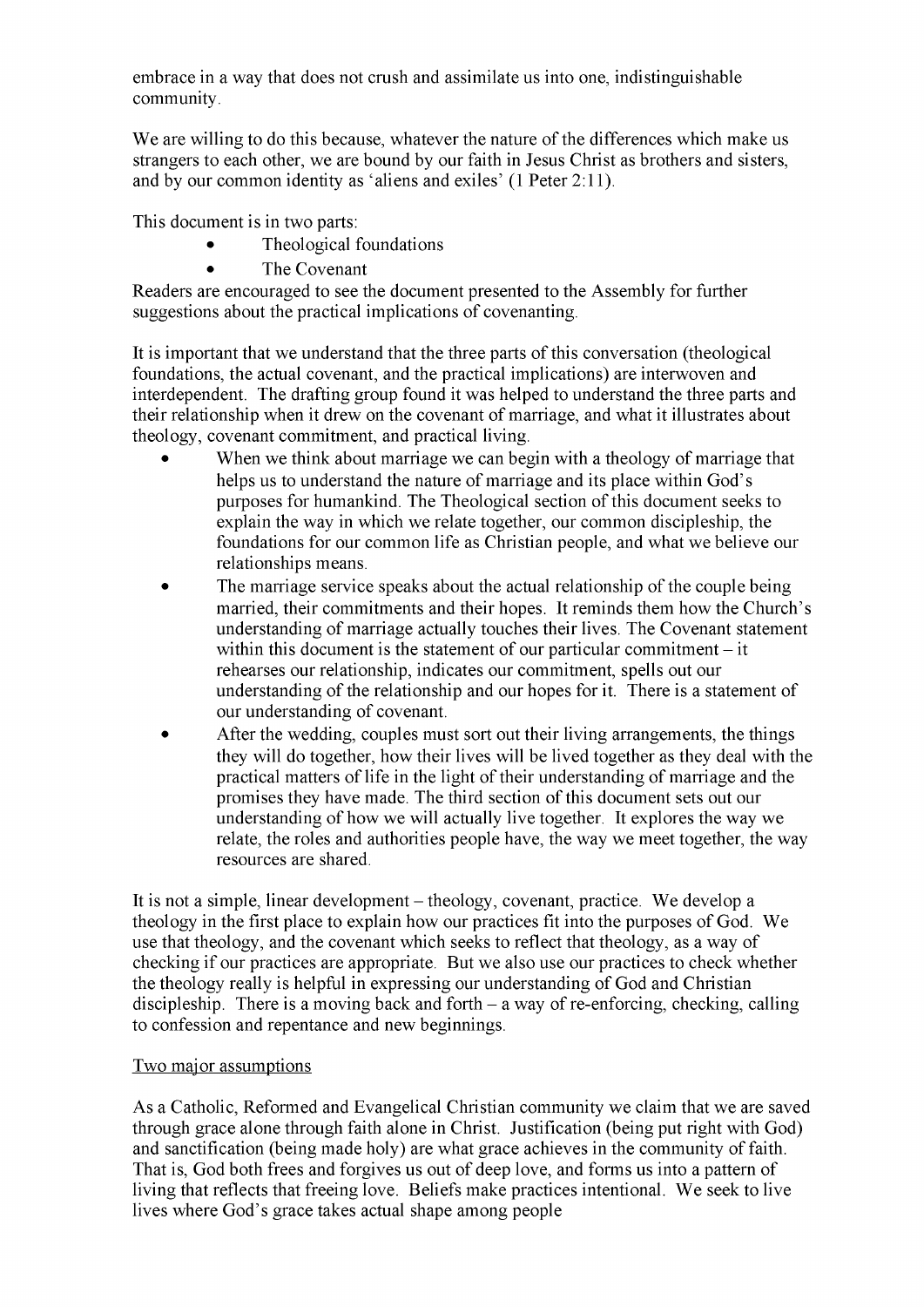embrace in a way that does not crush and assimilate us into one, indistinguishable community.

We are willing to do this because, whatever the nature of the differences which make us strangers to each other, we are bound by our faith in Jesus Christ as brothers and sisters, and by our common identity as 'aliens and exiles' (1 Peter 2:11).

This document is in two parts:

- Theological foundations
- The Covenant

Readers are encouraged to see the document presented to the Assembly for further suggestions about the practical implications of covenanting.

It is important that we understand that the three parts of this conversation (theological foundations, the actual covenant, and the practical implications) are interwoven and interdependent. The drafting group found it was helped to understand the three parts and their relationship when it drew on the covenant of marriage, and what it illustrates about theology, covenant commitment, and practical living.

- When we think about marriage we can begin with a theology of marriage that helps us to understand the nature of marriage and its place within God's purposes for humankind. The Theological section of this document seeks to explain the way in which we relate together, our common discipleship, the foundations for our common life as Christian people, and what we believe our relationships means.
- The marriage service speaks about the actual relationship of the couple being married, their commitments and their hopes. It reminds them how the Church's understanding of marriage actually touches their lives. The Covenant statement within this document is the statement of our particular commitment – it rehearses our relationship, indicates our commitment, spells out our understanding of the relationship and our hopes for it. There is a statement of our understanding of covenant.
- After the wedding, couples must sort out their living arrangements, the things they will do together, how their lives will be lived together as they deal with the practical matters of life in the light of their understanding of marriage and the promises they have made. The third section of this document sets out our understanding of how we will actually live together. It explores the way we relate, the roles and authorities people have, the way we meet together, the way resources are shared.

It is not a simple, linear development – theology, covenant, practice. We develop a theology in the first place to explain how our practices fit into the purposes of God. We use that theology, and the covenant which seeks to reflect that theology, as a way of checking if our practices are appropriate. But we also use our practices to check whether the theology really is helpful in expressing our understanding of God and Christian discipleship. There is a moving back and forth – a way of re-enforcing, checking, calling to confession and repentance and new beginnings.

Two major assumptions

As a Catholic, Reformed and Evangelical Christian community we claim that we are saved through grace alone through faith alone in Christ. Justification (being put right with God) and sanctification (being made holy) are what grace achieves in the community of faith. That is, God both frees and forgives us out of deep love, and forms us into a pattern of living that reflects that freeing love. Beliefs make practices intentional. We seek to live lives where God's grace takes actual shape among people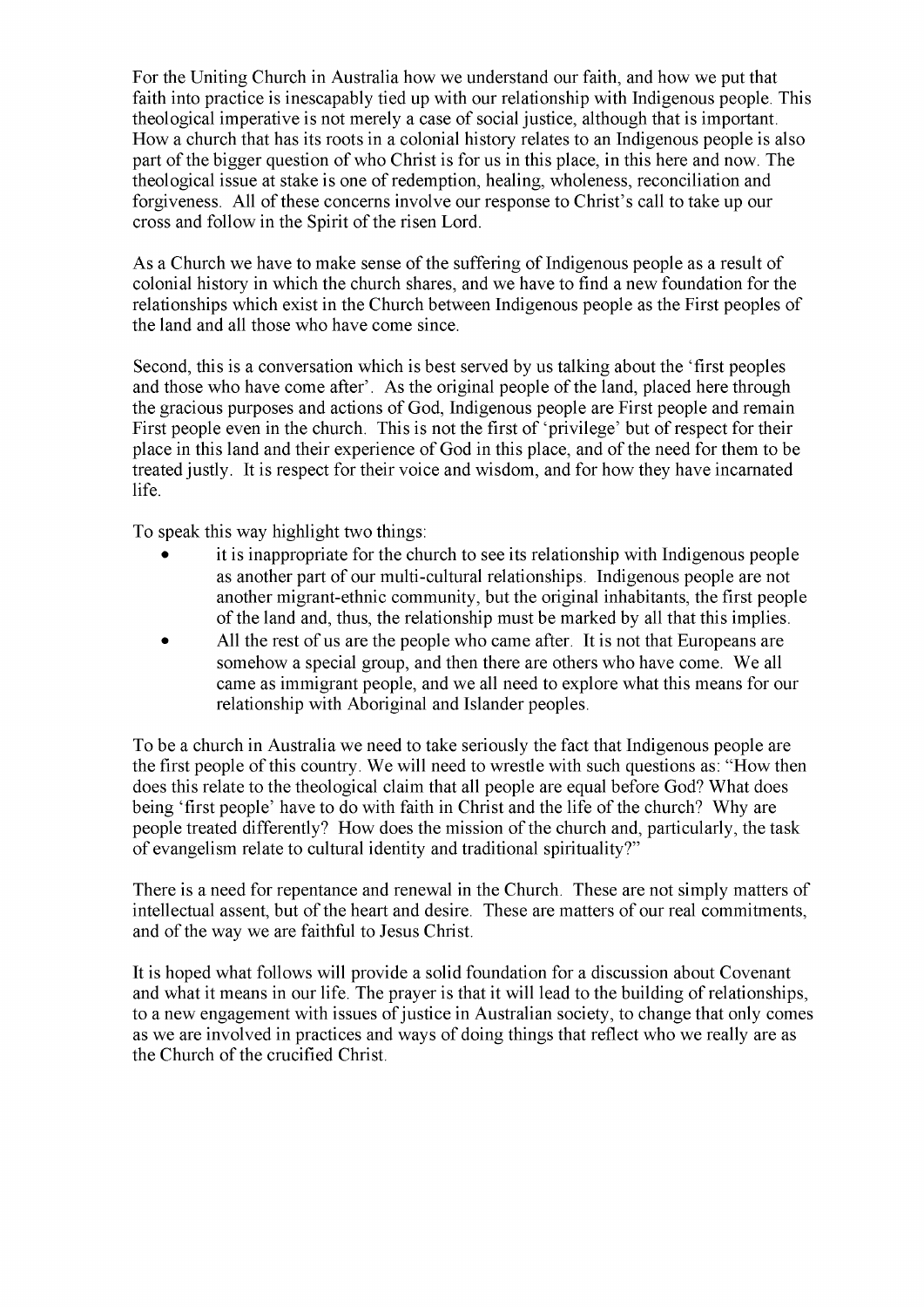For the Uniting Church in Australia how we understand our faith, and how we put that faith into practice is inescapably tied up with our relationship with Indigenous people. This theological imperative is not merely a case of social justice, although that is important. How a church that has its roots in a colonial history relates to an Indigenous people is also part of the bigger question of who Christ is for us in this place, in this here and now. The theological issue at stake is one of redemption, healing, wholeness, reconciliation and forgiveness. All of these concerns involve our response to Christ's call to take up our cross and follow in the Spirit of the risen Lord.

As a Church we have to make sense of the suffering of Indigenous people as a result of colonial history in which the church shares, and we have to find a new foundation for the relationships which exist in the Church between Indigenous people as the First peoples of the land and all those who have come since.

Second, this is a conversation which is best served by us talking about the 'first peoples and those who have come after'. As the original people of the land, placed here through the gracious purposes and actions of God, Indigenous people are First people and remain First people even in the church. This is not the first of 'privilege' but of respect for their place in this land and their experience of God in this place, and of the need for them to be treated justly. It is respect for their voice and wisdom, and for how they have incarnated life.

To speak this way highlight two things:

- it is inappropriate for the church to see its relationship with Indigenous people as another part of our multi-cultural relationships. Indigenous people are not another migrant-ethnic community, but the original inhabitants, the first people of the land and, thus, the relationship must be marked by all that this implies.
- All the rest of us are the people who came after. It is not that Europeans are somehow a special group, and then there are others who have come. We all came as immigrant people, and we all need to explore what this means for our relationship with Aboriginal and Islander peoples.

To be a church in Australia we need to take seriously the fact that Indigenous people are the first people of this country. We will need to wrestle with such questions as: "How then does this relate to the theological claim that all people are equal before God? What does being 'first people' have to do with faith in Christ and the life of the church? Why are people treated differently? How does the mission of the church and, particularly, the task of evangelism relate to cultural identity and traditional spirituality?"

There is a need for repentance and renewal in the Church. These are not simply matters of intellectual assent, but of the heart and desire. These are matters of our real commitments, and of the way we are faithful to Jesus Christ.

It is hoped what follows will provide a solid foundation for a discussion about Covenant and what it means in our life. The prayer is that it will lead to the building of relationships, to a new engagement with issues of justice in Australian society, to change that only comes as we are involved in practices and ways of doing things that reflect who we really are as the Church of the crucified Christ.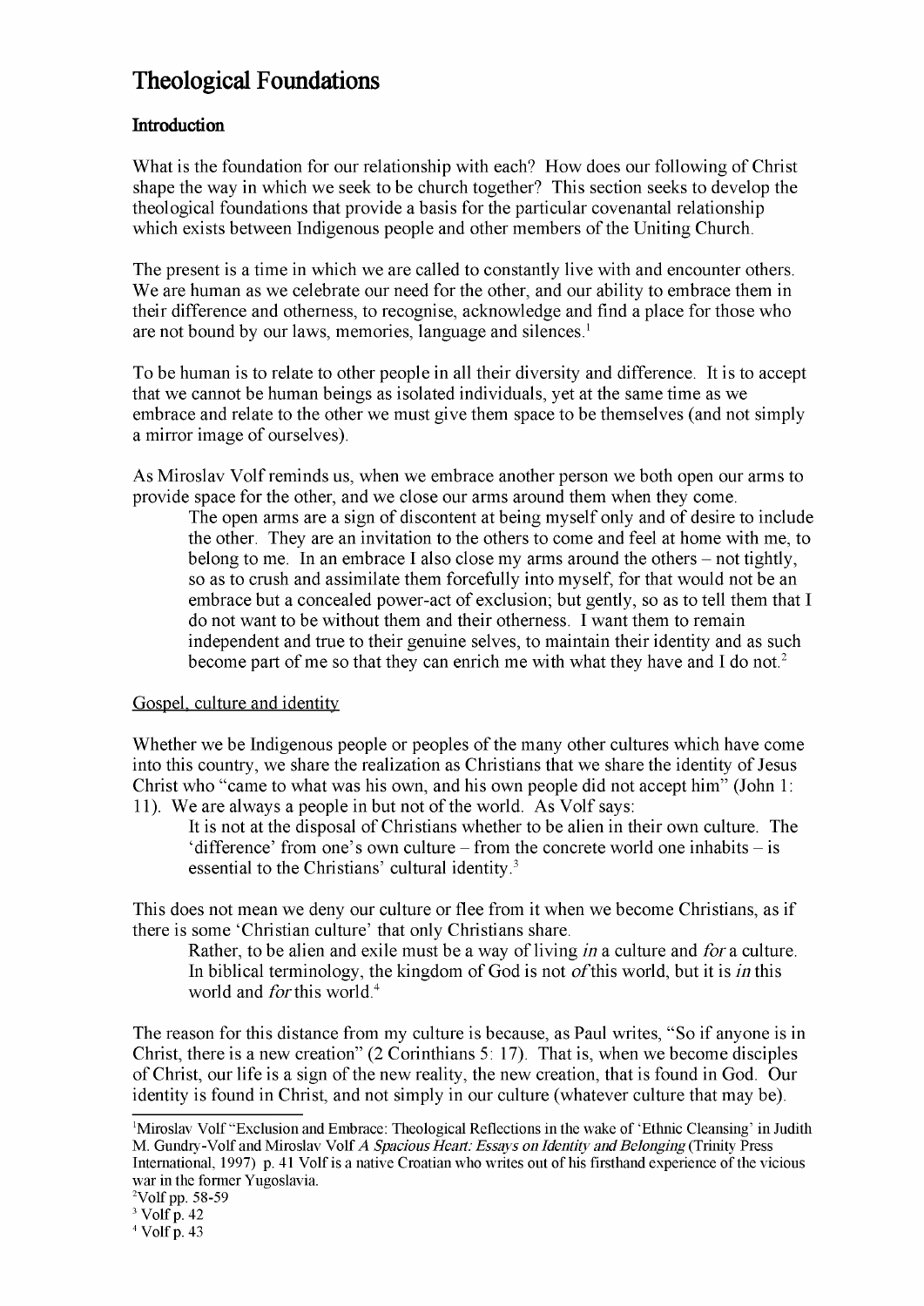# Theological Foundations

## Introduction

What is the foundation for our relationship with each? How does our following of Christ shape the way in which we seek to be church together? This section seeks to develop the theological foundations that provide a basis for the particular covenantal relationship which exists between Indigenous people and other members of the Uniting Church.

The present is a time in which we are called to constantly live with and encounter others. We are human as we celebrate our need for the other, and our ability to embrace them in their difference and otherness, to recognise, acknowledge and find a place for those who are not bound by our laws, memories, language and silences.[1]

To be human is to relate to other people in all their diversity and difference. It is to accept that we cannot be human beings as isolated individuals, yet at the same time as we embrace and relate to the other we must give them space to be themselves (and not simply a mirror image of ourselves).

As Miroslav Volf reminds us, when we embrace another person we both open our arms to provide space for the other, and we close our arms around them when they come.

> The open arms are a sign of discontent at being myself only and of desire to include the other. They are an invitation to the others to come and feel at home with me, to belong to me. In an embrace I also close my arms around the others – not tightly, so as to crush and assimilate them forcefully into myself, for that would not be an embrace but a concealed power-act of exclusion; but gently, so as to tell them that I do not want to be without them and their otherness. I want them to remain independent and true to their genuine selves, to maintain their identity and as such become part of me so that they can enrich me with what they have and I do not.[2]

### Gospel, culture and identity

Whether we be Indigenous people or peoples of the many other cultures which have come into this country, we share the realization as Christians that we share the identity of Jesus Christ who "came to what was his own, and his own people did not accept him" (John 1: 11). We are always a people in but not of the world. As Volf says:

> It is not at the disposal of Christians whether to be alien in their own culture. The 'difference' from one's own culture – from the concrete world one inhabits – is essential to the Christians' cultural identity.[3]

This does not mean we deny our culture or flee from it when we become Christians, as if there is some 'Christian culture' that only Christians share.

> Rather, to be alien and exile must be a way of living *in* a culture and *for* a culture. In biblical terminology, the kingdom of God is not *of* this world, but it is *in* this world and *for* this world.[4]

The reason for this distance from my culture is because, as Paul writes, "So if anyone is in Christ, there is a new creation" (2 Corinthians 5: 17). That is, when we become disciples of Christ, our life is a sign of the new reality, the new creation, that is found in God. Our identity is found in Christ, and not simply in our culture (whatever culture that may be).

---

[1] Miroslav Volf "Exclusion and Embrace: Theological Reflections in the wake of 'Ethnic Cleansing' in Judith M. Gundry-Volf and Miroslav Volf *A Spacious Heart: Essays on Identity and Belonging* (Trinity Press International, 1997) p. 41 Volf is a native Croatian who writes out of his firsthand experience of the vicious war in the former Yugoslavia.

[2] Volf pp. 58-59

[3] Volf p. 42

[4] Volf p. 43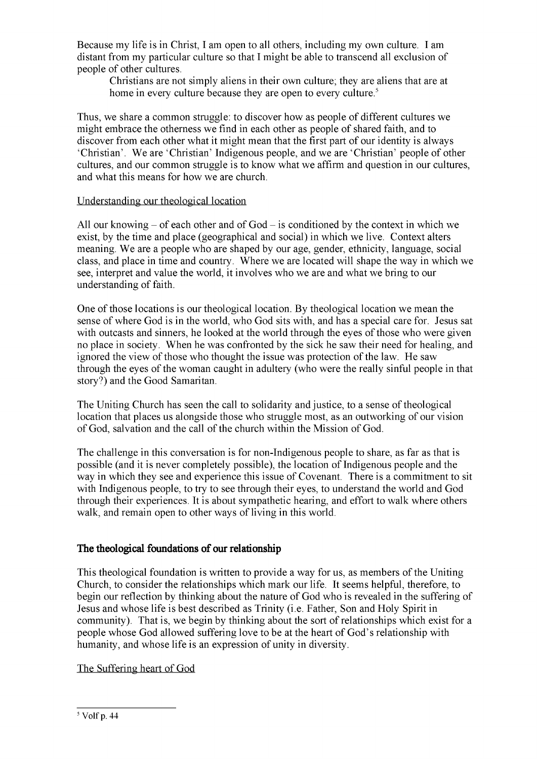Because my life is in Christ, I am open to all others, including my own culture. I am distant from my particular culture so that I might be able to transcend all exclusion of people of other cultures.

> Christians are not simply aliens in their own culture; they are aliens that are at home in every culture because they are open to every culture.[5]

Thus, we share a common struggle: to discover how as people of different cultures we might embrace the otherness we find in each other as people of shared faith, and to discover from each other what it might mean that the first part of our identity is always 'Christian'. We are 'Christian' Indigenous people, and we are 'Christian' people of other cultures, and our common struggle is to know what we affirm and question in our cultures, and what this means for how we are church.

Understanding our theological location

All our knowing – of each other and of God – is conditioned by the context in which we exist, by the time and place (geographical and social) in which we live. Context alters meaning. We are a people who are shaped by our age, gender, ethnicity, language, social class, and place in time and country. Where we are located will shape the way in which we see, interpret and value the world, it involves who we are and what we bring to our understanding of faith.

One of those locations is our theological location. By theological location we mean the sense of where God is in the world, who God sits with, and has a special care for. Jesus sat with outcasts and sinners, he looked at the world through the eyes of those who were given no place in society. When he was confronted by the sick he saw their need for healing, and ignored the view of those who thought the issue was protection of the law. He saw through the eyes of the woman caught in adultery (who were the really sinful people in that story?) and the Good Samaritan.

The Uniting Church has seen the call to solidarity and justice, to a sense of theological location that places us alongside those who struggle most, as an outworking of our vision of God, salvation and the call of the church within the Mission of God.

The challenge in this conversation is for non-Indigenous people to share, as far as that is possible (and it is never completely possible), the location of Indigenous people and the way in which they see and experience this issue of Covenant. There is a commitment to sit with Indigenous people, to try to see through their eyes, to understand the world and God through their experiences. It is about sympathetic hearing, and effort to walk where others walk, and remain open to other ways of living in this world.

## The theological foundations of our relationship

This theological foundation is written to provide a way for us, as members of the Uniting Church, to consider the relationships which mark our life. It seems helpful, therefore, to begin our reflection by thinking about the nature of God who is revealed in the suffering of Jesus and whose life is best described as Trinity (i.e. Father, Son and Holy Spirit in community). That is, we begin by thinking about the sort of relationships which exist for a people whose God allowed suffering love to be at the heart of God's relationship with humanity, and whose life is an expression of unity in diversity.

The Suffering heart of God

[5] Volf p. 44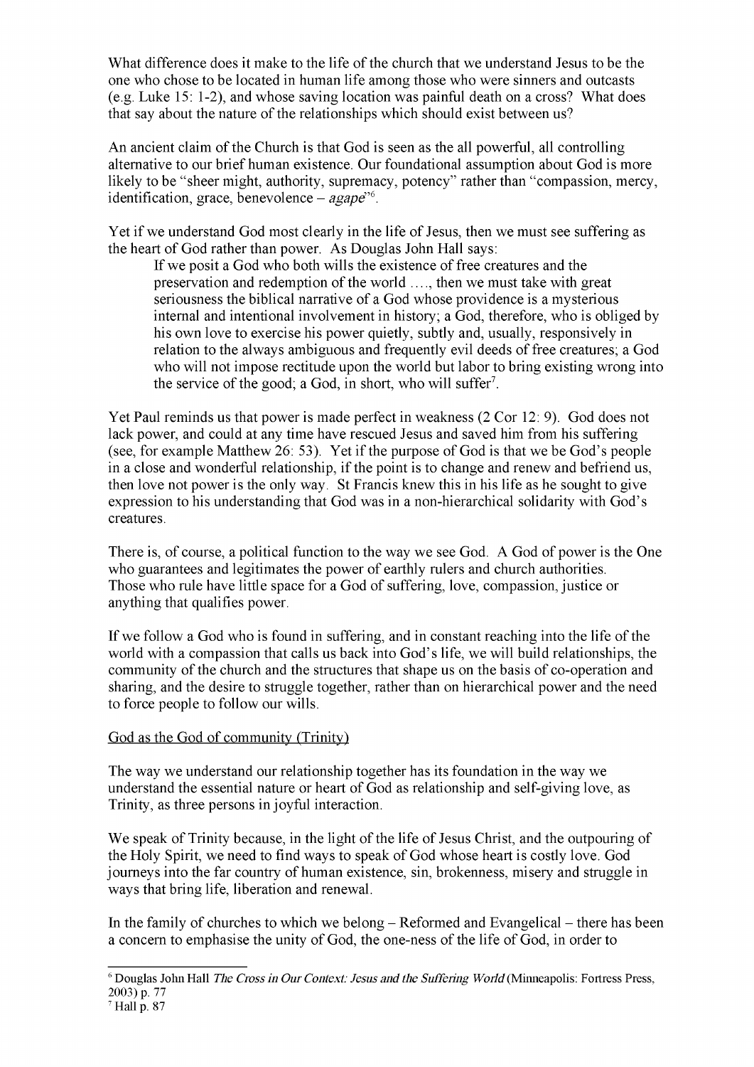What difference does it make to the life of the church that we understand Jesus to be the one who chose to be located in human life among those who were sinners and outcasts (e.g. Luke 15: 1-2), and whose saving location was painful death on a cross? What does that say about the nature of the relationships which should exist between us?

An ancient claim of the Church is that God is seen as the all powerful, all controlling alternative to our brief human existence. Our foundational assumption about God is more likely to be "sheer might, authority, supremacy, potency" rather than "compassion, mercy, identification, grace, benevolence – *agape*"[6].

Yet if we understand God most clearly in the life of Jesus, then we must see suffering as the heart of God rather than power. As Douglas John Hall says:

> If we posit a God who both wills the existence of free creatures and the preservation and redemption of the world …., then we must take with great seriousness the biblical narrative of a God whose providence is a mysterious internal and intentional involvement in history; a God, therefore, who is obliged by his own love to exercise his power quietly, subtly and, usually, responsively in relation to the always ambiguous and frequently evil deeds of free creatures; a God who will not impose rectitude upon the world but labor to bring existing wrong into the service of the good; a God, in short, who will suffer[7].

Yet Paul reminds us that power is made perfect in weakness (2 Cor 12: 9). God does not lack power, and could at any time have rescued Jesus and saved him from his suffering (see, for example Matthew 26: 53). Yet if the purpose of God is that we be God's people in a close and wonderful relationship, if the point is to change and renew and befriend us, then love not power is the only way. St Francis knew this in his life as he sought to give expression to his understanding that God was in a non-hierarchical solidarity with God's creatures.

There is, of course, a political function to the way we see God. A God of power is the One who guarantees and legitimates the power of earthly rulers and church authorities. Those who rule have little space for a God of suffering, love, compassion, justice or anything that qualifies power.

If we follow a God who is found in suffering, and in constant reaching into the life of the world with a compassion that calls us back into God's life, we will build relationships, the community of the church and the structures that shape us on the basis of co-operation and sharing, and the desire to struggle together, rather than on hierarchical power and the need to force people to follow our wills.

God as the God of community (Trinity)

The way we understand our relationship together has its foundation in the way we understand the essential nature or heart of God as relationship and self-giving love, as Trinity, as three persons in joyful interaction.

We speak of Trinity because, in the light of the life of Jesus Christ, and the outpouring of the Holy Spirit, we need to find ways to speak of God whose heart is costly love. God journeys into the far country of human existence, sin, brokenness, misery and struggle in ways that bring life, liberation and renewal.

In the family of churches to which we belong – Reformed and Evangelical – there has been a concern to emphasise the unity of God, the one-ness of the life of God, in order to

---

[6] Douglas John Hall *The Cross in Our Context: Jesus and the Suffering World* (Minneapolis: Fortress Press, 2003) p. 77

[7] Hall p. 87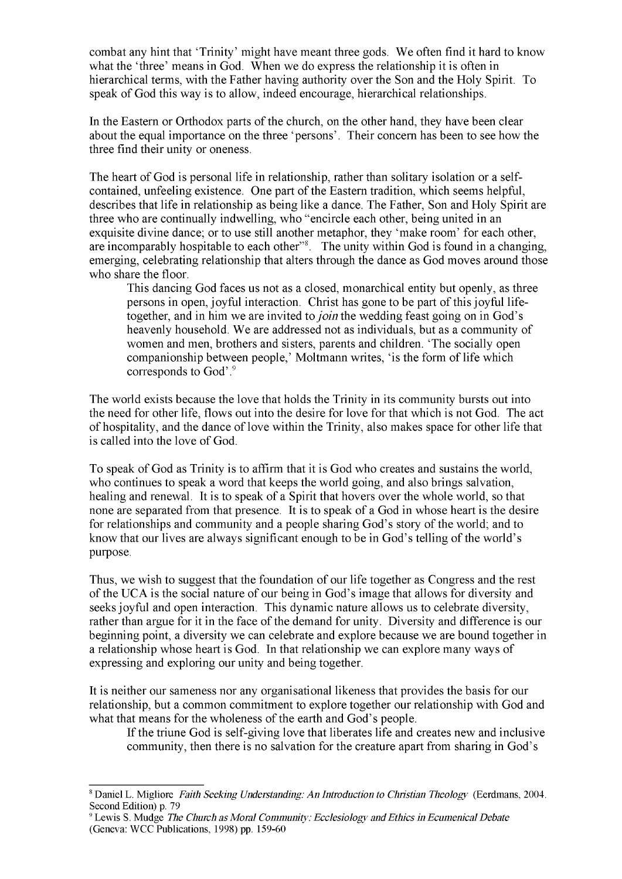combat any hint that 'Trinity' might have meant three gods. We often find it hard to know what the 'three' means in God. When we do express the relationship it is often in hierarchical terms, with the Father having authority over the Son and the Holy Spirit. To speak of God this way is to allow, indeed encourage, hierarchical relationships.

In the Eastern or Orthodox parts of the church, on the other hand, they have been clear about the equal importance on the three 'persons'. Their concern has been to see how the three find their unity or oneness.

The heart of God is personal life in relationship, rather than solitary isolation or a self-contained, unfeeling existence. One part of the Eastern tradition, which seems helpful, describes that life in relationship as being like a dance. The Father, Son and Holy Spirit are three who are continually indwelling, who "encircle each other, being united in an exquisite divine dance; or to use still another metaphor, they 'make room' for each other, are incomparably hospitable to each other"[8]. The unity within God is found in a changing, emerging, celebrating relationship that alters through the dance as God moves around those who share the floor.

> This dancing God faces us not as a closed, monarchical entity but openly, as three persons in open, joyful interaction. Christ has gone to be part of this joyful life-together, and in him we are invited to *join* the wedding feast going on in God's heavenly household. We are addressed not as individuals, but as a community of women and men, brothers and sisters, parents and children. 'The socially open companionship between people,' Moltmann writes, 'is the form of life which corresponds to God'.[9]

The world exists because the love that holds the Trinity in its community bursts out into the need for other life, flows out into the desire for love for that which is not God. The act of hospitality, and the dance of love within the Trinity, also makes space for other life that is called into the love of God.

To speak of God as Trinity is to affirm that it is God who creates and sustains the world, who continues to speak a word that keeps the world going, and also brings salvation, healing and renewal. It is to speak of a Spirit that hovers over the whole world, so that none are separated from that presence. It is to speak of a God in whose heart is the desire for relationships and community and a people sharing God's story of the world; and to know that our lives are always significant enough to be in God's telling of the world's purpose.

Thus, we wish to suggest that the foundation of our life together as Congress and the rest of the UCA is the social nature of our being in God's image that allows for diversity and seeks joyful and open interaction. This dynamic nature allows us to celebrate diversity, rather than argue for it in the face of the demand for unity. Diversity and difference is our beginning point, a diversity we can celebrate and explore because we are bound together in a relationship whose heart is God. In that relationship we can explore many ways of expressing and exploring our unity and being together.

It is neither our sameness nor any organisational likeness that provides the basis for our relationship, but a common commitment to explore together our relationship with God and what that means for the wholeness of the earth and God's people.

> If the triune God is self-giving love that liberates life and creates new and inclusive community, then there is no salvation for the creature apart from sharing in God's

---

[8] Daniel L. Migliore *Faith Seeking Understanding: An Introduction to Christian Theology* (Eerdmans, 2004. Second Edition) p. 79

[9] Lewis S. Mudge *The Church as Moral Community: Ecclesiology and Ethics in Ecumenical Debate* (Geneva: WCC Publications, 1998) pp. 159-60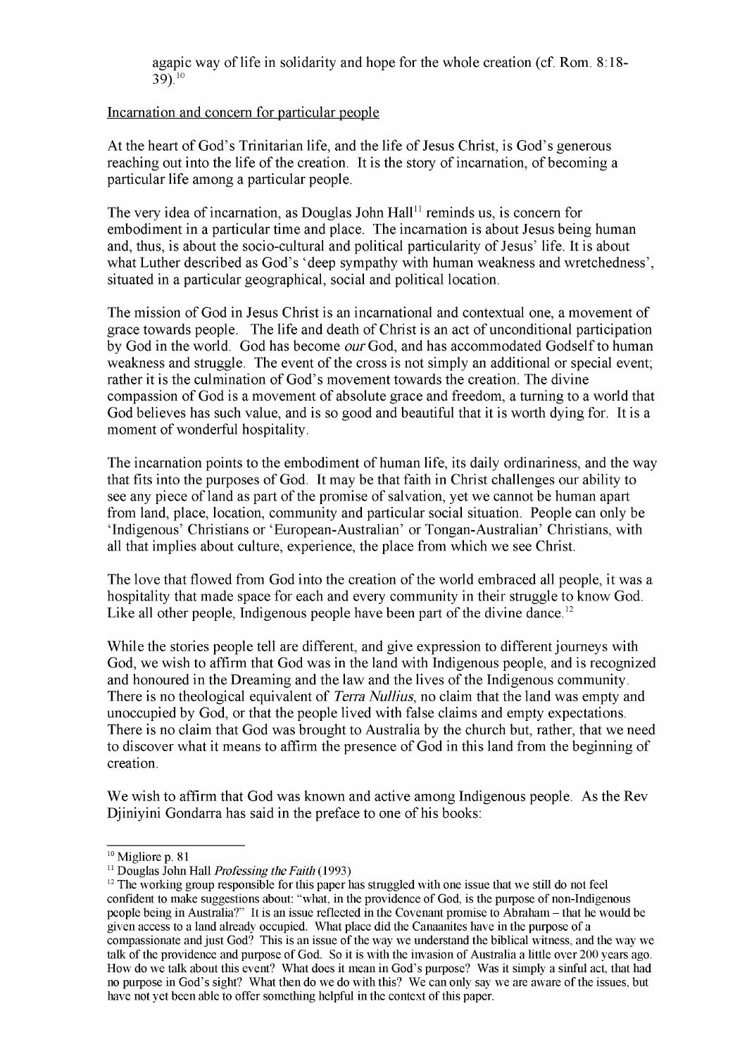agapic way of life in solidarity and hope for the whole creation (cf. Rom. 8:18-39).[10]

Incarnation and concern for particular people

At the heart of God's Trinitarian life, and the life of Jesus Christ, is God's generous reaching out into the life of the creation. It is the story of incarnation, of becoming a particular life among a particular people.

The very idea of incarnation, as Douglas John Hall[11] reminds us, is concern for embodiment in a particular time and place. The incarnation is about Jesus being human and, thus, is about the socio-cultural and political particularity of Jesus' life. It is about what Luther described as God's 'deep sympathy with human weakness and wretchedness', situated in a particular geographical, social and political location.

The mission of God in Jesus Christ is an incarnational and contextual one, a movement of grace towards people. The life and death of Christ is an act of unconditional participation by God in the world. God has become *our* God, and has accommodated Godself to human weakness and struggle. The event of the cross is not simply an additional or special event; rather it is the culmination of God's movement towards the creation. The divine compassion of God is a movement of absolute grace and freedom, a turning to a world that God believes has such value, and is so good and beautiful that it is worth dying for. It is a moment of wonderful hospitality.

The incarnation points to the embodiment of human life, its daily ordinariness, and the way that fits into the purposes of God. It may be that faith in Christ challenges our ability to see any piece of land as part of the promise of salvation, yet we cannot be human apart from land, place, location, community and particular social situation. People can only be 'Indigenous' Christians or 'European-Australian' or Tongan-Australian' Christians, with all that implies about culture, experience, the place from which we see Christ.

The love that flowed from God into the creation of the world embraced all people, it was a hospitality that made space for each and every community in their struggle to know God. Like all other people, Indigenous people have been part of the divine dance.[12]

While the stories people tell are different, and give expression to different journeys with God, we wish to affirm that God was in the land with Indigenous people, and is recognized and honoured in the Dreaming and the law and the lives of the Indigenous community. There is no theological equivalent of *Terra Nullius*, no claim that the land was empty and unoccupied by God, or that the people lived with false claims and empty expectations. There is no claim that God was brought to Australia by the church but, rather, that we need to discover what it means to affirm the presence of God in this land from the beginning of creation.

We wish to affirm that God was known and active among Indigenous people. As the Rev Djiniyini Gondarra has said in the preface to one of his books:

---

[10] Migliore p. 81

[11] Douglas John Hall *Professing the Faith* (1993)

[12] The working group responsible for this paper has struggled with one issue that we still do not feel confident to make suggestions about: "what, in the providence of God, is the purpose of non-Indigenous people being in Australia?" It is an issue reflected in the Covenant promise to Abraham – that he would be given access to a land already occupied. What place did the Canaanites have in the purpose of a compassionate and just God? This is an issue of the way we understand the biblical witness, and the way we talk of the providence and purpose of God. So it is with the invasion of Australia a little over 200 years ago. How do we talk about this event? What does it mean in God's purpose? Was it simply a sinful act, that had no purpose in God's sight? What then do we do with this? We can only say we are aware of the issues, but have not yet been able to offer something helpful in the context of this paper.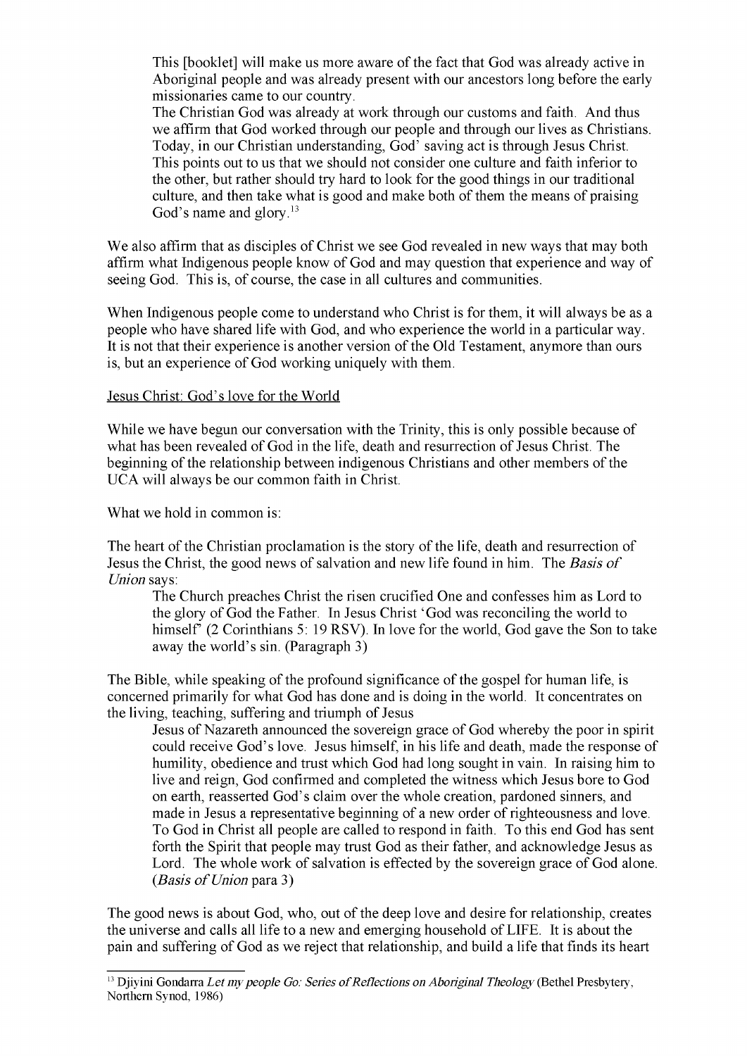> This [booklet] will make us more aware of the fact that God was already active in Aboriginal people and was already present with our ancestors long before the early missionaries came to our country.
> The Christian God was already at work through our customs and faith. And thus we affirm that God worked through our people and through our lives as Christians. Today, in our Christian understanding, God' saving act is through Jesus Christ. This points out to us that we should not consider one culture and faith inferior to the other, but rather should try hard to look for the good things in our traditional culture, and then take what is good and make both of them the means of praising God's name and glory.[13]

We also affirm that as disciples of Christ we see God revealed in new ways that may both affirm what Indigenous people know of God and may question that experience and way of seeing God. This is, of course, the case in all cultures and communities.

When Indigenous people come to understand who Christ is for them, it will always be as a people who have shared life with God, and who experience the world in a particular way. It is not that their experience is another version of the Old Testament, anymore than ours is, but an experience of God working uniquely with them.

Jesus Christ: God's love for the World

While we have begun our conversation with the Trinity, this is only possible because of what has been revealed of God in the life, death and resurrection of Jesus Christ. The beginning of the relationship between indigenous Christians and other members of the UCA will always be our common faith in Christ.

What we hold in common is:

The heart of the Christian proclamation is the story of the life, death and resurrection of Jesus the Christ, the good news of salvation and new life found in him. The *Basis of Union* says:

> The Church preaches Christ the risen crucified One and confesses him as Lord to the glory of God the Father. In Jesus Christ 'God was reconciling the world to himself' (2 Corinthians 5: 19 RSV). In love for the world, God gave the Son to take away the world's sin. (Paragraph 3)

The Bible, while speaking of the profound significance of the gospel for human life, is concerned primarily for what God has done and is doing in the world. It concentrates on the living, teaching, suffering and triumph of Jesus

> Jesus of Nazareth announced the sovereign grace of God whereby the poor in spirit could receive God's love. Jesus himself, in his life and death, made the response of humility, obedience and trust which God had long sought in vain. In raising him to live and reign, God confirmed and completed the witness which Jesus bore to God on earth, reasserted God's claim over the whole creation, pardoned sinners, and made in Jesus a representative beginning of a new order of righteousness and love. To God in Christ all people are called to respond in faith. To this end God has sent forth the Spirit that people may trust God as their father, and acknowledge Jesus as Lord. The whole work of salvation is effected by the sovereign grace of God alone. (*Basis of Union* para 3)

The good news is about God, who, out of the deep love and desire for relationship, creates the universe and calls all life to a new and emerging household of LIFE. It is about the pain and suffering of God as we reject that relationship, and build a life that finds its heart

---

[13] Djiyini Gondarra *Let my people Go: Series of Reflections on Aboriginal Theology* (Bethel Presbytery, Northern Synod, 1986)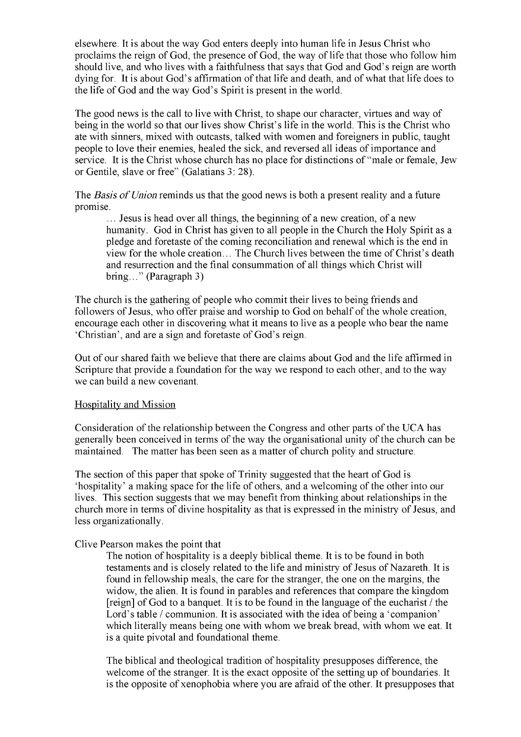elsewhere. It is about the way God enters deeply into human life in Jesus Christ who proclaims the reign of God, the presence of God, the way of life that those who follow him should live, and who lives with a faithfulness that says that God and God's reign are worth dying for. It is about God's affirmation of that life and death, and of what that life does to the life of God and the way God's Spirit is present in the world.

The good news is the call to live with Christ, to shape our character, virtues and way of being in the world so that our lives show Christ's life in the world. This is the Christ who ate with sinners, mixed with outcasts, talked with women and foreigners in public, taught people to love their enemies, healed the sick, and reversed all ideas of importance and service. It is the Christ whose church has no place for distinctions of "male or female, Jew or Gentile, slave or free" (Galatians 3: 28).

The *Basis of Union* reminds us that the good news is both a present reality and a future promise.

> … Jesus is head over all things, the beginning of a new creation, of a new humanity. God in Christ has given to all people in the Church the Holy Spirit as a pledge and foretaste of the coming reconciliation and renewal which is the end in view for the whole creation… The Church lives between the time of Christ's death and resurrection and the final consummation of all things which Christ will bring…" (Paragraph 3)

The church is the gathering of people who commit their lives to being friends and followers of Jesus, who offer praise and worship to God on behalf of the whole creation, encourage each other in discovering what it means to live as a people who bear the name 'Christian', and are a sign and foretaste of God's reign.

Out of our shared faith we believe that there are claims about God and the life affirmed in Scripture that provide a foundation for the way we respond to each other, and to the way we can build a new covenant.

<u>Hospitality and Mission</u>

Consideration of the relationship between the Congress and other parts of the UCA has generally been conceived in terms of the way the organisational unity of the church can be maintained. The matter has been seen as a matter of church polity and structure.

The section of this paper that spoke of Trinity suggested that the heart of God is 'hospitality' a making space for the life of others, and a welcoming of the other into our lives. This section suggests that we may benefit from thinking about relationships in the church more in terms of divine hospitality as that is expressed in the ministry of Jesus, and less organizationally.

Clive Pearson makes the point that

> The notion of hospitality is a deeply biblical theme. It is to be found in both testaments and is closely related to the life and ministry of Jesus of Nazareth. It is found in fellowship meals, the care for the stranger, the one on the margins, the widow, the alien. It is found in parables and references that compare the kingdom [reign] of God to a banquet. It is to be found in the language of the eucharist / the Lord's table / communion. It is associated with the idea of being a 'companion' which literally means being one with whom we break bread, with whom we eat. It is a quite pivotal and foundational theme.
>
> The biblical and theological tradition of hospitality presupposes difference, the welcome of the stranger. It is the exact opposite of the setting up of boundaries. It is the opposite of xenophobia where you are afraid of the other. It presupposes that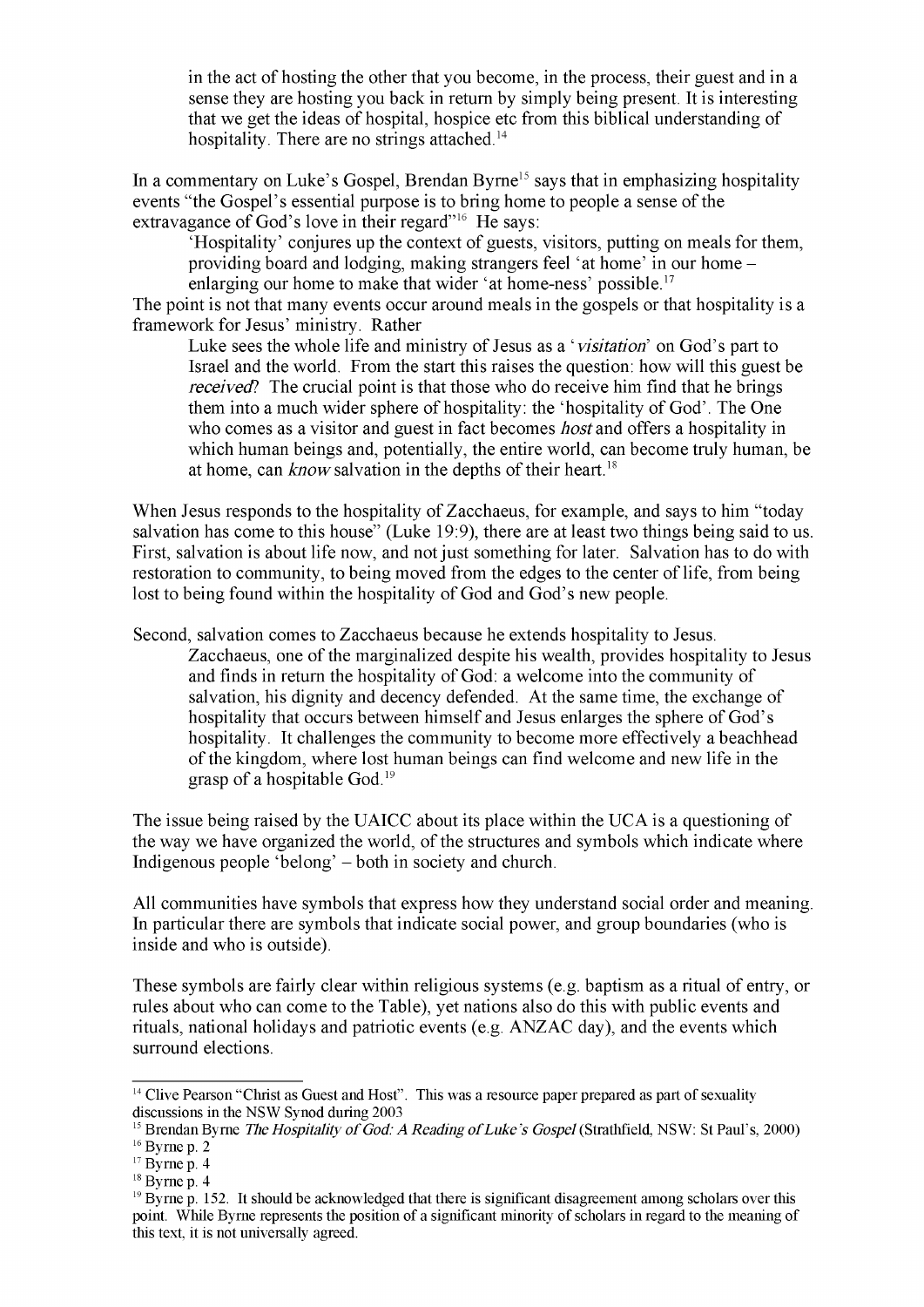> in the act of hosting the other that you become, in the process, their guest and in a sense they are hosting you back in return by simply being present. It is interesting that we get the ideas of hospital, hospice etc from this biblical understanding of hospitality. There are no strings attached.[14]

In a commentary on Luke's Gospel, Brendan Byrne[15] says that in emphasizing hospitality events "the Gospel's essential purpose is to bring home to people a sense of the extravagance of God's love in their regard"[16] He says:

> 'Hospitality' conjures up the context of guests, visitors, putting on meals for them, providing board and lodging, making strangers feel 'at home' in our home – enlarging our home to make that wider 'at home-ness' possible.[17]

The point is not that many events occur around meals in the gospels or that hospitality is a framework for Jesus' ministry. Rather

> Luke sees the whole life and ministry of Jesus as a '*visitation*' on God's part to Israel and the world. From the start this raises the question: how will this guest be *received*? The crucial point is that those who do receive him find that he brings them into a much wider sphere of hospitality: the 'hospitality of God'. The One who comes as a visitor and guest in fact becomes *host* and offers a hospitality in which human beings and, potentially, the entire world, can become truly human, be at home, can *know* salvation in the depths of their heart.[18]

When Jesus responds to the hospitality of Zacchaeus, for example, and says to him "today salvation has come to this house" (Luke 19:9), there are at least two things being said to us. First, salvation is about life now, and not just something for later. Salvation has to do with restoration to community, to being moved from the edges to the center of life, from being lost to being found within the hospitality of God and God's new people.

Second, salvation comes to Zacchaeus because he extends hospitality to Jesus.

> Zacchaeus, one of the marginalized despite his wealth, provides hospitality to Jesus and finds in return the hospitality of God: a welcome into the community of salvation, his dignity and decency defended. At the same time, the exchange of hospitality that occurs between himself and Jesus enlarges the sphere of God's hospitality. It challenges the community to become more effectively a beachhead of the kingdom, where lost human beings can find welcome and new life in the grasp of a hospitable God.[19]

The issue being raised by the UAICC about its place within the UCA is a questioning of the way we have organized the world, of the structures and symbols which indicate where Indigenous people 'belong' – both in society and church.

All communities have symbols that express how they understand social order and meaning. In particular there are symbols that indicate social power, and group boundaries (who is inside and who is outside).

These symbols are fairly clear within religious systems (e.g. baptism as a ritual of entry, or rules about who can come to the Table), yet nations also do this with public events and rituals, national holidays and patriotic events (e.g. ANZAC day), and the events which surround elections.

---

[14] Clive Pearson "Christ as Guest and Host". This was a resource paper prepared as part of sexuality discussions in the NSW Synod during 2003

[15] Brendan Byrne *The Hospitality of God: A Reading of Luke's Gospel* (Strathfield, NSW: St Paul's, 2000)

[16] Byrne p. 2

[17] Byrne p. 4

[18] Byrne p. 4

[19] Byrne p. 152. It should be acknowledged that there is significant disagreement among scholars over this point. While Byrne represents the position of a significant minority of scholars in regard to the meaning of this text, it is not universally agreed.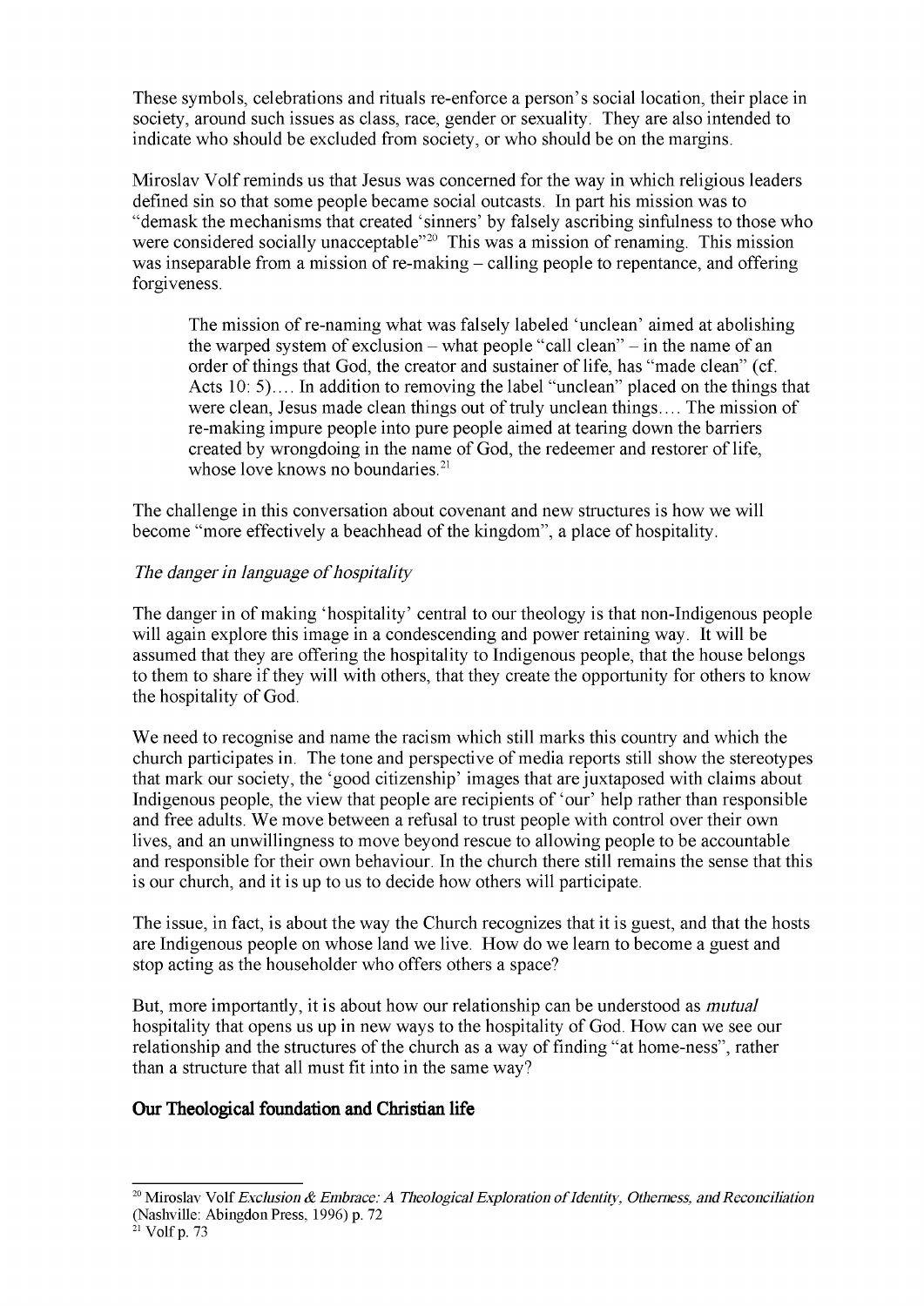These symbols, celebrations and rituals re-enforce a person's social location, their place in society, around such issues as class, race, gender or sexuality. They are also intended to indicate who should be excluded from society, or who should be on the margins.

Miroslav Volf reminds us that Jesus was concerned for the way in which religious leaders defined sin so that some people became social outcasts. In part his mission was to "demask the mechanisms that created 'sinners' by falsely ascribing sinfulness to those who were considered socially unacceptable"[20] This was a mission of renaming. This mission was inseparable from a mission of re-making – calling people to repentance, and offering forgiveness.

> The mission of re-naming what was falsely labeled 'unclean' aimed at abolishing the warped system of exclusion – what people "call clean" – in the name of an order of things that God, the creator and sustainer of life, has "made clean" (cf. Acts 10: 5)…. In addition to removing the label "unclean" placed on the things that were clean, Jesus made clean things out of truly unclean things…. The mission of re-making impure people into pure people aimed at tearing down the barriers created by wrongdoing in the name of God, the redeemer and restorer of life, whose love knows no boundaries.[21]

The challenge in this conversation about covenant and new structures is how we will become "more effectively a beachhead of the kingdom", a place of hospitality.

*The danger in language of hospitality*

The danger in of making 'hospitality' central to our theology is that non-Indigenous people will again explore this image in a condescending and power retaining way. It will be assumed that they are offering the hospitality to Indigenous people, that the house belongs to them to share if they will with others, that they create the opportunity for others to know the hospitality of God.

We need to recognise and name the racism which still marks this country and which the church participates in. The tone and perspective of media reports still show the stereotypes that mark our society, the 'good citizenship' images that are juxtaposed with claims about Indigenous people, the view that people are recipients of 'our' help rather than responsible and free adults. We move between a refusal to trust people with control over their own lives, and an unwillingness to move beyond rescue to allowing people to be accountable and responsible for their own behaviour. In the church there still remains the sense that this is our church, and it is up to us to decide how others will participate.

The issue, in fact, is about the way the Church recognizes that it is guest, and that the hosts are Indigenous people on whose land we live. How do we learn to become a guest and stop acting as the householder who offers others a space?

But, more importantly, it is about how our relationship can be understood as *mutual* hospitality that opens us up in new ways to the hospitality of God. How can we see our relationship and the structures of the church as a way of finding "at home-ness", rather than a structure that all must fit into in the same way?

## Our Theological foundation and Christian life

---

[20] Miroslav Volf *Exclusion & Embrace: A Theological Exploration of Identity, Otherness, and Reconciliation* (Nashville: Abingdon Press, 1996) p. 72

[21] Volf p. 73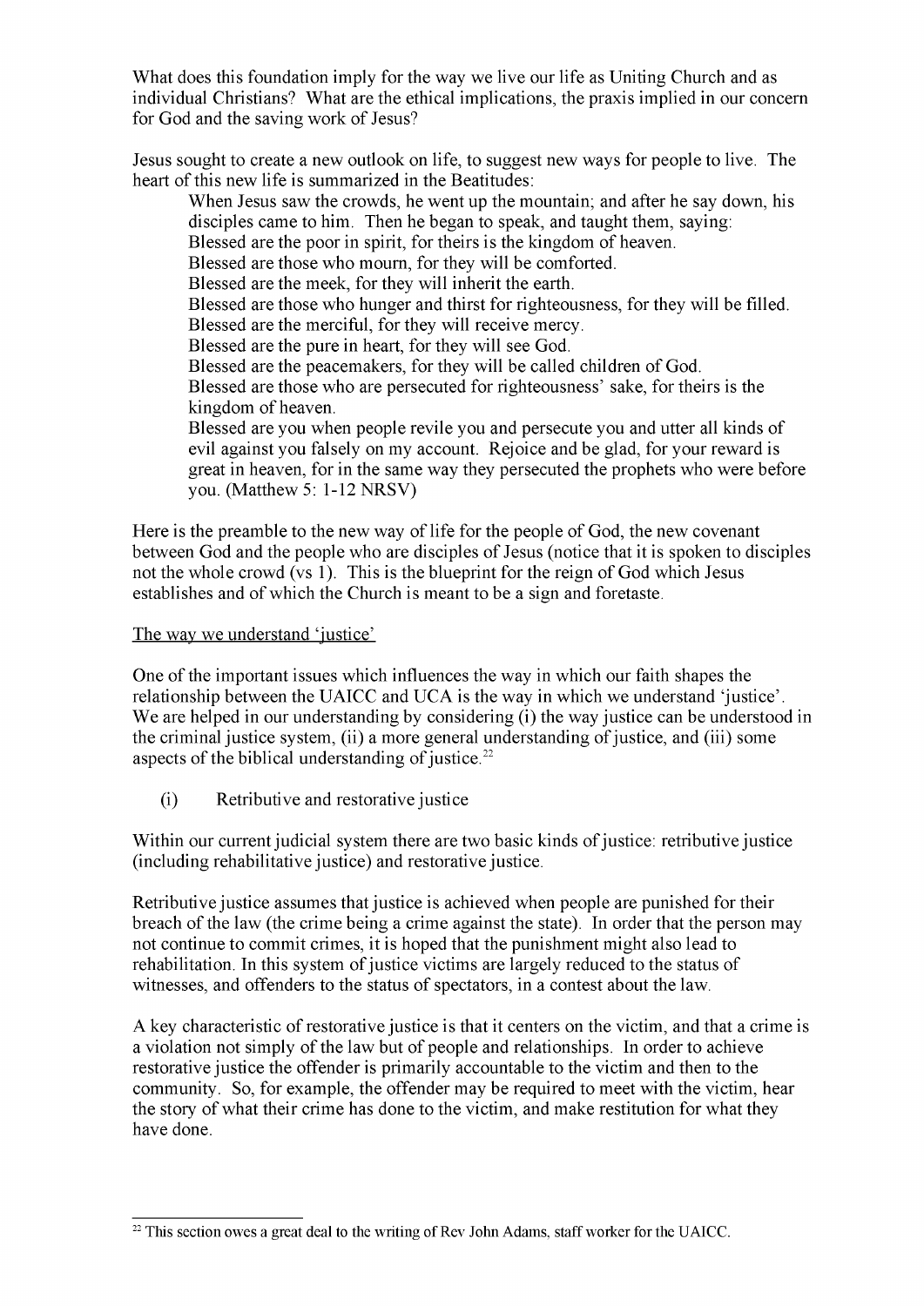What does this foundation imply for the way we live our life as Uniting Church and as individual Christians? What are the ethical implications, the praxis implied in our concern for God and the saving work of Jesus?

Jesus sought to create a new outlook on life, to suggest new ways for people to live. The heart of this new life is summarized in the Beatitudes:

> When Jesus saw the crowds, he went up the mountain; and after he say down, his disciples came to him. Then he began to speak, and taught them, saying:
> Blessed are the poor in spirit, for theirs is the kingdom of heaven.
> Blessed are those who mourn, for they will be comforted.
> Blessed are the meek, for they will inherit the earth.
> Blessed are those who hunger and thirst for righteousness, for they will be filled.
> Blessed are the merciful, for they will receive mercy.
> Blessed are the pure in heart, for they will see God.
> Blessed are the peacemakers, for they will be called children of God.
> Blessed are those who are persecuted for righteousness' sake, for theirs is the kingdom of heaven.
> Blessed are you when people revile you and persecute you and utter all kinds of evil against you falsely on my account. Rejoice and be glad, for your reward is great in heaven, for in the same way they persecuted the prophets who were before you. (Matthew 5: 1-12 NRSV)

Here is the preamble to the new way of life for the people of God, the new covenant between God and the people who are disciples of Jesus (notice that it is spoken to disciples not the whole crowd (vs 1). This is the blueprint for the reign of God which Jesus establishes and of which the Church is meant to be a sign and foretaste.

<u>The way we understand 'justice'</u>

One of the important issues which influences the way in which our faith shapes the relationship between the UAICC and UCA is the way in which we understand 'justice'. We are helped in our understanding by considering (i) the way justice can be understood in the criminal justice system, (ii) a more general understanding of justice, and (iii) some aspects of the biblical understanding of justice.[22]

(i) Retributive and restorative justice

Within our current judicial system there are two basic kinds of justice: retributive justice (including rehabilitative justice) and restorative justice.

Retributive justice assumes that justice is achieved when people are punished for their breach of the law (the crime being a crime against the state). In order that the person may not continue to commit crimes, it is hoped that the punishment might also lead to rehabilitation. In this system of justice victims are largely reduced to the status of witnesses, and offenders to the status of spectators, in a contest about the law.

A key characteristic of restorative justice is that it centers on the victim, and that a crime is a violation not simply of the law but of people and relationships. In order to achieve restorative justice the offender is primarily accountable to the victim and then to the community. So, for example, the offender may be required to meet with the victim, hear the story of what their crime has done to the victim, and make restitution for what they have done.

---

[22] This section owes a great deal to the writing of Rev John Adams, staff worker for the UAICC.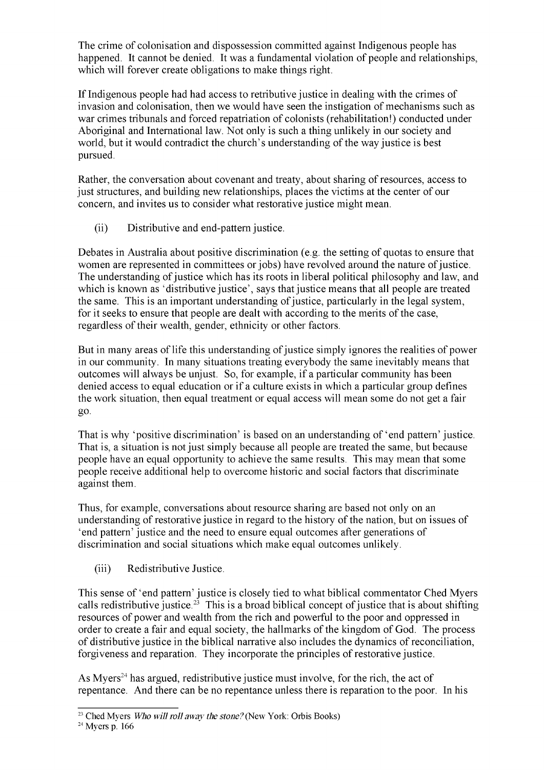The crime of colonisation and dispossession committed against Indigenous people has happened. It cannot be denied. It was a fundamental violation of people and relationships, which will forever create obligations to make things right.

If Indigenous people had had access to retributive justice in dealing with the crimes of invasion and colonisation, then we would have seen the instigation of mechanisms such as war crimes tribunals and forced repatriation of colonists (rehabilitation!) conducted under Aboriginal and International law. Not only is such a thing unlikely in our society and world, but it would contradict the church's understanding of the way justice is best pursued.

Rather, the conversation about covenant and treaty, about sharing of resources, access to just structures, and building new relationships, places the victims at the center of our concern, and invites us to consider what restorative justice might mean.

(ii) Distributive and end-pattern justice.

Debates in Australia about positive discrimination (e.g. the setting of quotas to ensure that women are represented in committees or jobs) have revolved around the nature of justice. The understanding of justice which has its roots in liberal political philosophy and law, and which is known as 'distributive justice', says that justice means that all people are treated the same. This is an important understanding of justice, particularly in the legal system, for it seeks to ensure that people are dealt with according to the merits of the case, regardless of their wealth, gender, ethnicity or other factors.

But in many areas of life this understanding of justice simply ignores the realities of power in our community. In many situations treating everybody the same inevitably means that outcomes will always be unjust. So, for example, if a particular community has been denied access to equal education or if a culture exists in which a particular group defines the work situation, then equal treatment or equal access will mean some do not get a fair go.

That is why 'positive discrimination' is based on an understanding of 'end pattern' justice. That is, a situation is not just simply because all people are treated the same, but because people have an equal opportunity to achieve the same results. This may mean that some people receive additional help to overcome historic and social factors that discriminate against them.

Thus, for example, conversations about resource sharing are based not only on an understanding of restorative justice in regard to the history of the nation, but on issues of 'end pattern' justice and the need to ensure equal outcomes after generations of discrimination and social situations which make equal outcomes unlikely.

(iii) Redistributive Justice.

This sense of 'end pattern' justice is closely tied to what biblical commentator Ched Myers calls redistributive justice.[23] This is a broad biblical concept of justice that is about shifting resources of power and wealth from the rich and powerful to the poor and oppressed in order to create a fair and equal society, the hallmarks of the kingdom of God. The process of distributive justice in the biblical narrative also includes the dynamics of reconciliation, forgiveness and reparation. They incorporate the principles of restorative justice.

As Myers[24] has argued, redistributive justice must involve, for the rich, the act of repentance. And there can be no repentance unless there is reparation to the poor. In his

---

[23] Ched Myers *Who will roll away the stone?* (New York: Orbis Books)

[24] Myers p. 166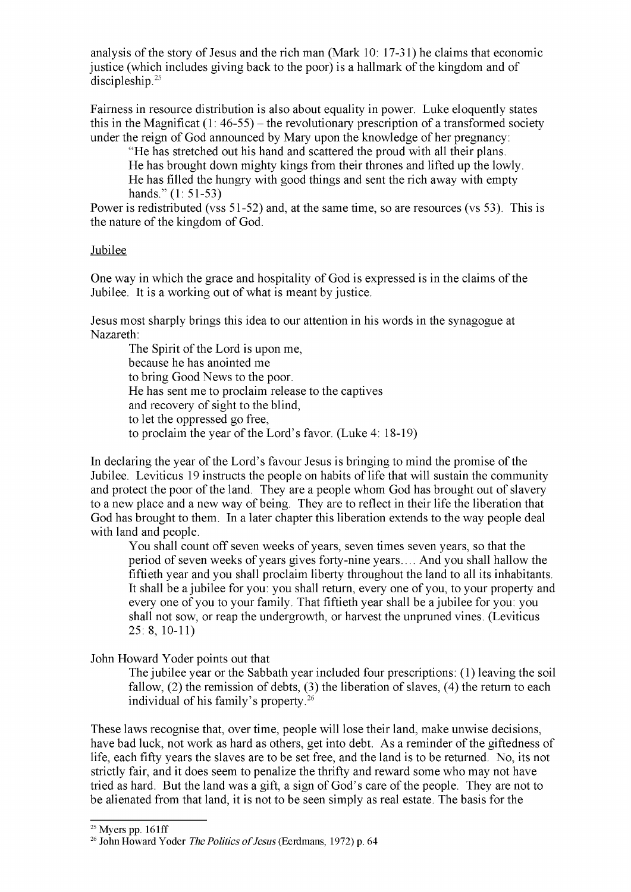analysis of the story of Jesus and the rich man (Mark 10: 17-31) he claims that economic justice (which includes giving back to the poor) is a hallmark of the kingdom and of discipleship.[25]

Fairness in resource distribution is also about equality in power. Luke eloquently states this in the Magnificat (1: 46-55) – the revolutionary prescription of a transformed society under the reign of God announced by Mary upon the knowledge of her pregnancy:

> "He has stretched out his hand and scattered the proud with all their plans.
> He has brought down mighty kings from their thrones and lifted up the lowly.
> He has filled the hungry with good things and sent the rich away with empty hands." (1: 51-53)

Power is redistributed (vss 51-52) and, at the same time, so are resources (vs 53). This is the nature of the kingdom of God.

Jubilee

One way in which the grace and hospitality of God is expressed is in the claims of the Jubilee. It is a working out of what is meant by justice.

Jesus most sharply brings this idea to our attention in his words in the synagogue at Nazareth:

> The Spirit of the Lord is upon me,
> because he has anointed me
> to bring Good News to the poor.
> He has sent me to proclaim release to the captives
> and recovery of sight to the blind,
> to let the oppressed go free,
> to proclaim the year of the Lord's favor. (Luke 4: 18-19)

In declaring the year of the Lord's favour Jesus is bringing to mind the promise of the Jubilee. Leviticus 19 instructs the people on habits of life that will sustain the community and protect the poor of the land. They are a people whom God has brought out of slavery to a new place and a new way of being. They are to reflect in their life the liberation that God has brought to them. In a later chapter this liberation extends to the way people deal with land and people.

> You shall count off seven weeks of years, seven times seven years, so that the period of seven weeks of years gives forty-nine years.... And you shall hallow the fiftieth year and you shall proclaim liberty throughout the land to all its inhabitants. It shall be a jubilee for you: you shall return, every one of you, to your property and every one of you to your family. That fiftieth year shall be a jubilee for you: you shall not sow, or reap the undergrowth, or harvest the unpruned vines. (Leviticus 25: 8, 10-11)

John Howard Yoder points out that

> The jubilee year or the Sabbath year included four prescriptions: (1) leaving the soil fallow, (2) the remission of debts, (3) the liberation of slaves, (4) the return to each individual of his family's property.[26]

These laws recognise that, over time, people will lose their land, make unwise decisions, have bad luck, not work as hard as others, get into debt. As a reminder of the giftedness of life, each fifty years the slaves are to be set free, and the land is to be returned. No, its not strictly fair, and it does seem to penalize the thrifty and reward some who may not have tried as hard. But the land was a gift, a sign of God's care of the people. They are not to be alienated from that land, it is not to be seen simply as real estate. The basis for the

---

[25] Myers pp. 161ff

[26] John Howard Yoder *The Politics of Jesus* (Eerdmans, 1972) p. 64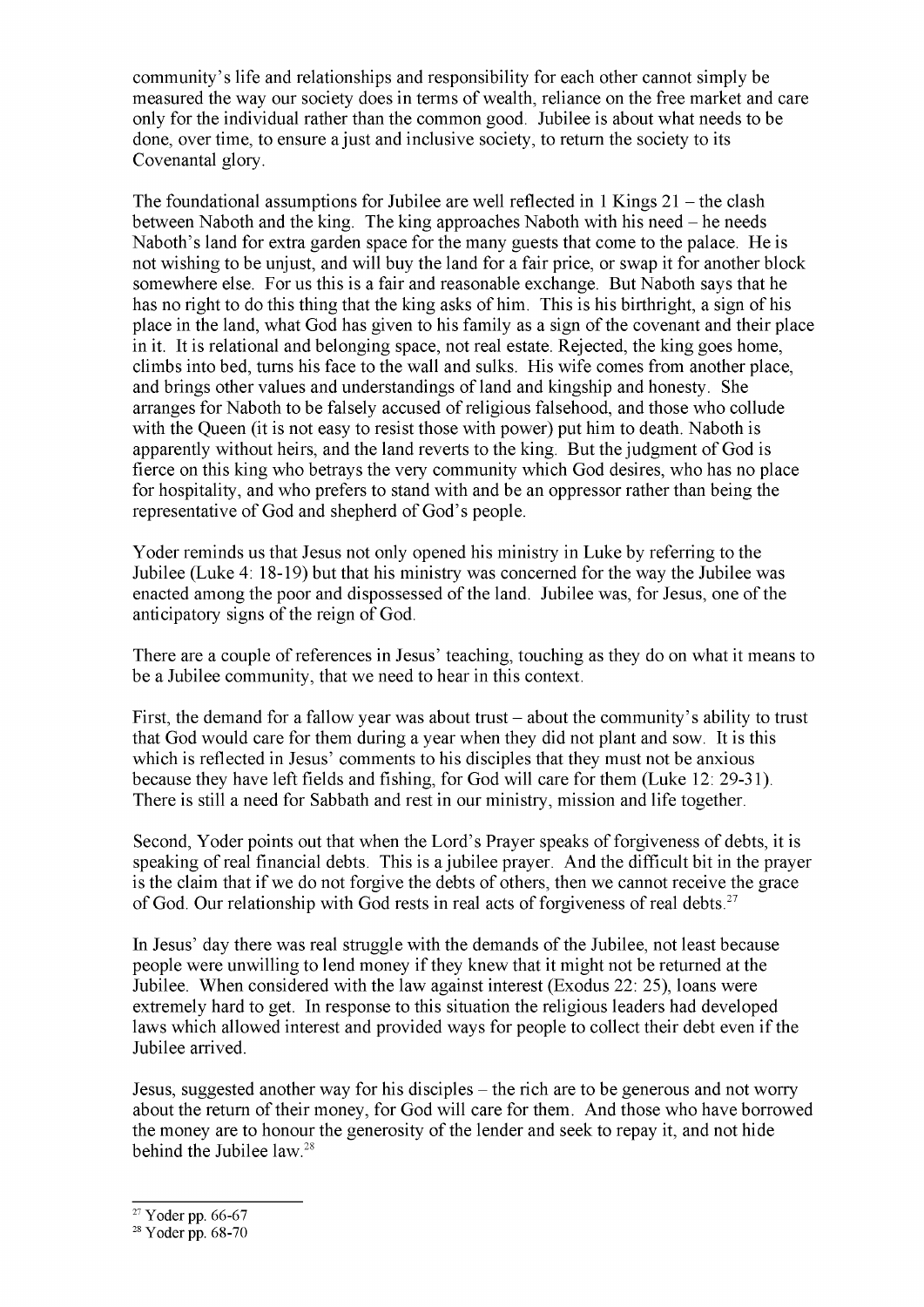community's life and relationships and responsibility for each other cannot simply be measured the way our society does in terms of wealth, reliance on the free market and care only for the individual rather than the common good. Jubilee is about what needs to be done, over time, to ensure a just and inclusive society, to return the society to its Covenantal glory.

The foundational assumptions for Jubilee are well reflected in 1 Kings 21 – the clash between Naboth and the king. The king approaches Naboth with his need – he needs Naboth's land for extra garden space for the many guests that come to the palace. He is not wishing to be unjust, and will buy the land for a fair price, or swap it for another block somewhere else. For us this is a fair and reasonable exchange. But Naboth says that he has no right to do this thing that the king asks of him. This is his birthright, a sign of his place in the land, what God has given to his family as a sign of the covenant and their place in it. It is relational and belonging space, not real estate. Rejected, the king goes home, climbs into bed, turns his face to the wall and sulks. His wife comes from another place, and brings other values and understandings of land and kingship and honesty. She arranges for Naboth to be falsely accused of religious falsehood, and those who collude with the Queen (it is not easy to resist those with power) put him to death. Naboth is apparently without heirs, and the land reverts to the king. But the judgment of God is fierce on this king who betrays the very community which God desires, who has no place for hospitality, and who prefers to stand with and be an oppressor rather than being the representative of God and shepherd of God's people.

Yoder reminds us that Jesus not only opened his ministry in Luke by referring to the Jubilee (Luke 4: 18-19) but that his ministry was concerned for the way the Jubilee was enacted among the poor and dispossessed of the land. Jubilee was, for Jesus, one of the anticipatory signs of the reign of God.

There are a couple of references in Jesus' teaching, touching as they do on what it means to be a Jubilee community, that we need to hear in this context.

First, the demand for a fallow year was about trust – about the community's ability to trust that God would care for them during a year when they did not plant and sow. It is this which is reflected in Jesus' comments to his disciples that they must not be anxious because they have left fields and fishing, for God will care for them (Luke 12: 29-31). There is still a need for Sabbath and rest in our ministry, mission and life together.

Second, Yoder points out that when the Lord's Prayer speaks of forgiveness of debts, it is speaking of real financial debts. This is a jubilee prayer. And the difficult bit in the prayer is the claim that if we do not forgive the debts of others, then we cannot receive the grace of God. Our relationship with God rests in real acts of forgiveness of real debts.[27]

In Jesus' day there was real struggle with the demands of the Jubilee, not least because people were unwilling to lend money if they knew that it might not be returned at the Jubilee. When considered with the law against interest (Exodus 22: 25), loans were extremely hard to get. In response to this situation the religious leaders had developed laws which allowed interest and provided ways for people to collect their debt even if the Jubilee arrived.

Jesus, suggested another way for his disciples – the rich are to be generous and not worry about the return of their money, for God will care for them. And those who have borrowed the money are to honour the generosity of the lender and seek to repay it, and not hide behind the Jubilee law.[28]

---

[27] Yoder pp. 66-67

[28] Yoder pp. 68-70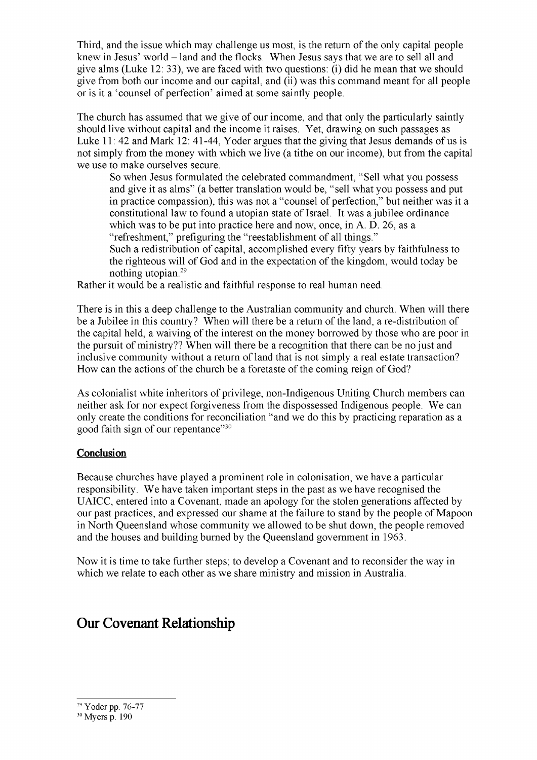Third, and the issue which may challenge us most, is the return of the only capital people knew in Jesus' world – land and the flocks. When Jesus says that we are to sell all and give alms (Luke 12: 33), we are faced with two questions: (i) did he mean that we should give from both our income and our capital, and (ii) was this command meant for all people or is it a 'counsel of perfection' aimed at some saintly people.

The church has assumed that we give of our income, and that only the particularly saintly should live without capital and the income it raises. Yet, drawing on such passages as Luke 11: 42 and Mark 12: 41-44, Yoder argues that the giving that Jesus demands of us is not simply from the money with which we live (a tithe on our income), but from the capital we use to make ourselves secure.

> So when Jesus formulated the celebrated commandment, "Sell what you possess and give it as alms" (a better translation would be, "sell what you possess and put in practice compassion), this was not a "counsel of perfection," but neither was it a constitutional law to found a utopian state of Israel. It was a jubilee ordinance which was to be put into practice here and now, once, in A. D. 26, as a "refreshment," prefiguring the "reestablishment of all things."
>
> Such a redistribution of capital, accomplished every fifty years by faithfulness to the righteous will of God and in the expectation of the kingdom, would today be nothing utopian.[29]

Rather it would be a realistic and faithful response to real human need.

There is in this a deep challenge to the Australian community and church. When will there be a Jubilee in this country? When will there be a return of the land, a re-distribution of the capital held, a waiving of the interest on the money borrowed by those who are poor in the pursuit of ministry?? When will there be a recognition that there can be no just and inclusive community without a return of land that is not simply a real estate transaction? How can the actions of the church be a foretaste of the coming reign of God?

As colonialist white inheritors of privilege, non-Indigenous Uniting Church members can neither ask for nor expect forgiveness from the dispossessed Indigenous people. We can only create the conditions for reconciliation "and we do this by practicing reparation as a good faith sign of our repentance"[30]

**Conclusion**

Because churches have played a prominent role in colonisation, we have a particular responsibility. We have taken important steps in the past as we have recognised the UAICC, entered into a Covenant, made an apology for the stolen generations affected by our past practices, and expressed our shame at the failure to stand by the people of Mapoon in North Queensland whose community we allowed to be shut down, the people removed and the houses and building burned by the Queensland government in 1963.

Now it is time to take further steps; to develop a Covenant and to reconsider the way in which we relate to each other as we share ministry and mission in Australia.

# Our Covenant Relationship

---

[29] Yoder pp. 76-77

[30] Myers p. 190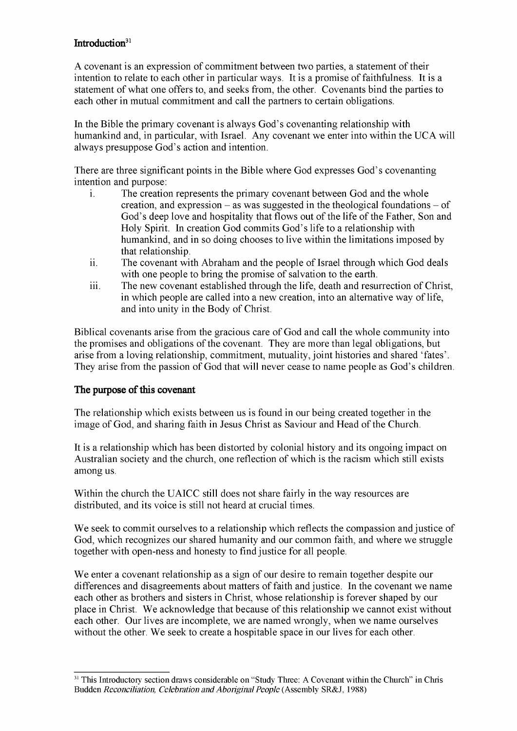## Introduction[31]

A covenant is an expression of commitment between two parties, a statement of their intention to relate to each other in particular ways. It is a promise of faithfulness. It is a statement of what one offers to, and seeks from, the other. Covenants bind the parties to each other in mutual commitment and call the partners to certain obligations.

In the Bible the primary covenant is always God's covenanting relationship with humankind and, in particular, with Israel. Any covenant we enter into within the UCA will always presuppose God's action and intention.

There are three significant points in the Bible where God expresses God's covenanting intention and purpose:

i. The creation represents the primary covenant between God and the whole creation, and expression – as was suggested in the theological foundations – of God's deep love and hospitality that flows out of the life of the Father, Son and Holy Spirit. In creation God commits God's life to a relationship with humankind, and in so doing chooses to live within the limitations imposed by that relationship.

ii. The covenant with Abraham and the people of Israel through which God deals with one people to bring the promise of salvation to the earth.

iii. The new covenant established through the life, death and resurrection of Christ, in which people are called into a new creation, into an alternative way of life, and into unity in the Body of Christ.

Biblical covenants arise from the gracious care of God and call the whole community into the promises and obligations of the covenant. They are more than legal obligations, but arise from a loving relationship, commitment, mutuality, joint histories and shared 'fates'. They arise from the passion of God that will never cease to name people as God's children.

## The purpose of this covenant

The relationship which exists between us is found in our being created together in the image of God, and sharing faith in Jesus Christ as Saviour and Head of the Church.

It is a relationship which has been distorted by colonial history and its ongoing impact on Australian society and the church, one reflection of which is the racism which still exists among us.

Within the church the UAICC still does not share fairly in the way resources are distributed, and its voice is still not heard at crucial times.

We seek to commit ourselves to a relationship which reflects the compassion and justice of God, which recognizes our shared humanity and our common faith, and where we struggle together with open-ness and honesty to find justice for all people.

We enter a covenant relationship as a sign of our desire to remain together despite our differences and disagreements about matters of faith and justice. In the covenant we name each other as brothers and sisters in Christ, whose relationship is forever shaped by our place in Christ. We acknowledge that because of this relationship we cannot exist without each other. Our lives are incomplete, we are named wrongly, when we name ourselves without the other. We seek to create a hospitable space in our lives for each other.

---

[31] This Introductory section draws considerable on "Study Three: A Covenant within the Church" in Chris Budden *Reconciliation, Celebration and Aboriginal People* (Assembly SR&J, 1988)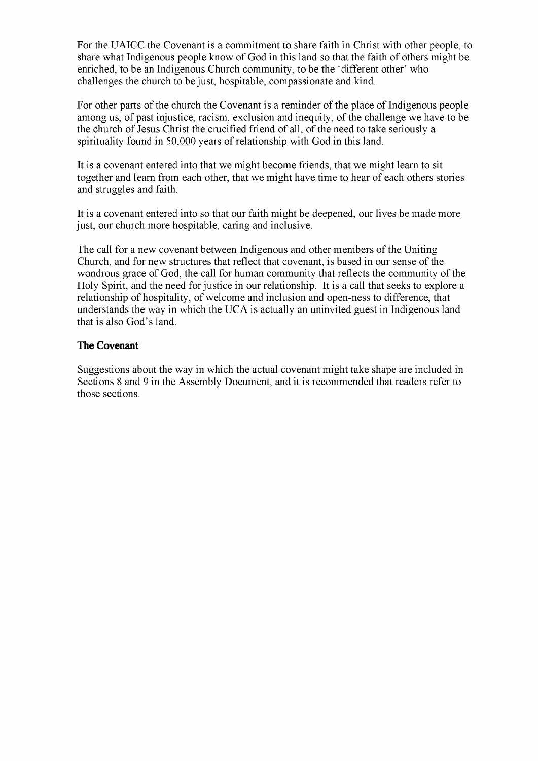For the UAICC the Covenant is a commitment to share faith in Christ with other people, to share what Indigenous people know of God in this land so that the faith of others might be enriched, to be an Indigenous Church community, to be the 'different other' who challenges the church to be just, hospitable, compassionate and kind.

For other parts of the church the Covenant is a reminder of the place of Indigenous people among us, of past injustice, racism, exclusion and inequity, of the challenge we have to be the church of Jesus Christ the crucified friend of all, of the need to take seriously a spirituality found in 50,000 years of relationship with God in this land.

It is a covenant entered into that we might become friends, that we might learn to sit together and learn from each other, that we might have time to hear of each others stories and struggles and faith.

It is a covenant entered into so that our faith might be deepened, our lives be made more just, our church more hospitable, caring and inclusive.

The call for a new covenant between Indigenous and other members of the Uniting Church, and for new structures that reflect that covenant, is based in our sense of the wondrous grace of God, the call for human community that reflects the community of the Holy Spirit, and the need for justice in our relationship. It is a call that seeks to explore a relationship of hospitality, of welcome and inclusion and open-ness to difference, that understands the way in which the UCA is actually an uninvited guest in Indigenous land that is also God's land.

**The Covenant**

Suggestions about the way in which the actual covenant might take shape are included in Sections 8 and 9 in the Assembly Document, and it is recommended that readers refer to those sections.